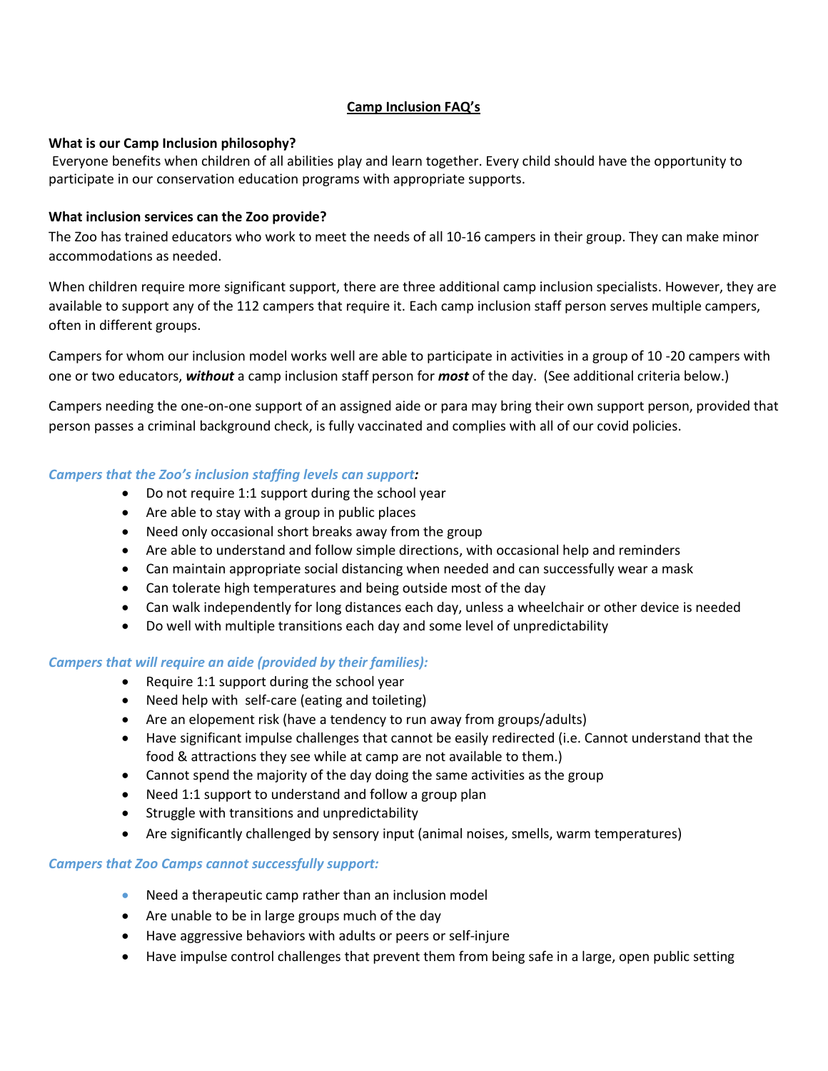# Camp Inclusion FAQ's

**What is our Camp Inclusion philosophy?**

Everyone benefits when children of all abilities play and learn together. Every child should have the opportunity to participate in our conservation education programs with appropriate supports.

**What inclusion services can the Zoo provide?**

The Zoo has trained educators who work to meet the needs of all 10-16 campers in their group. They can make minor accommodations as needed.

When children require more significant support, there are three additional camp inclusion specialists. However, they are available to support any of the 112 campers that require it. Each camp inclusion staff person serves multiple campers, often in different groups.

Campers for whom our inclusion model works well are able to participate in activities in a group of 10 -20 campers with one or two educators, ***without*** a camp inclusion staff person for ***most*** of the day. (See additional criteria below.)

Campers needing the one-on-one support of an assigned aide or para may bring their own support person, provided that person passes a criminal background check, is fully vaccinated and complies with all of our covid policies.

***Campers that the Zoo's inclusion staffing levels can support:***

- Do not require 1:1 support during the school year
- Are able to stay with a group in public places
- Need only occasional short breaks away from the group
- Are able to understand and follow simple directions, with occasional help and reminders
- Can maintain appropriate social distancing when needed and can successfully wear a mask
- Can tolerate high temperatures and being outside most of the day
- Can walk independently for long distances each day, unless a wheelchair or other device is needed
- Do well with multiple transitions each day and some level of unpredictability

***Campers that will require an aide (provided by their families):***

- Require 1:1 support during the school year
- Need help with self-care (eating and toileting)
- Are an elopement risk (have a tendency to run away from groups/adults)
- Have significant impulse challenges that cannot be easily redirected (i.e. Cannot understand that the food & attractions they see while at camp are not available to them.)
- Cannot spend the majority of the day doing the same activities as the group
- Need 1:1 support to understand and follow a group plan
- Struggle with transitions and unpredictability
- Are significantly challenged by sensory input (animal noises, smells, warm temperatures)

***Campers that Zoo Camps cannot successfully support:***

- Need a therapeutic camp rather than an inclusion model
- Are unable to be in large groups much of the day
- Have aggressive behaviors with adults or peers or self-injure
- Have impulse control challenges that prevent them from being safe in a large, open public setting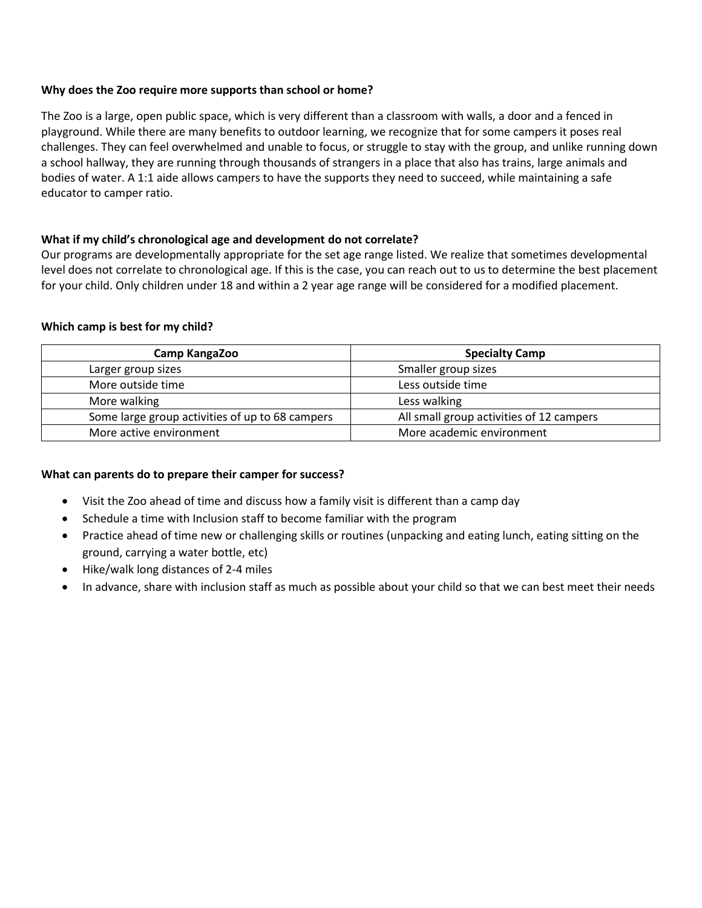**Why does the Zoo require more supports than school or home?**

The Zoo is a large, open public space, which is very different than a classroom with walls, a door and a fenced in playground. While there are many benefits to outdoor learning, we recognize that for some campers it poses real challenges. They can feel overwhelmed and unable to focus, or struggle to stay with the group, and unlike running down a school hallway, they are running through thousands of strangers in a place that also has trains, large animals and bodies of water. A 1:1 aide allows campers to have the supports they need to succeed, while maintaining a safe educator to camper ratio.

**What if my child's chronological age and development do not correlate?**

Our programs are developmentally appropriate for the set age range listed. We realize that sometimes developmental level does not correlate to chronological age. If this is the case, you can reach out to us to determine the best placement for your child. Only children under 18 and within a 2 year age range will be considered for a modified placement.

**Which camp is best for my child?**

| Camp KangaZoo | Specialty Camp |
|---|---|
| Larger group sizes | Smaller group sizes |
| More outside time | Less outside time |
| More walking | Less walking |
| Some large group activities of up to 68 campers | All small group activities of 12 campers |
| More active environment | More academic environment |

**What can parents do to prepare their camper for success?**

- Visit the Zoo ahead of time and discuss how a family visit is different than a camp day
- Schedule a time with Inclusion staff to become familiar with the program
- Practice ahead of time new or challenging skills or routines (unpacking and eating lunch, eating sitting on the ground, carrying a water bottle, etc)
- Hike/walk long distances of 2-4 miles
- In advance, share with inclusion staff as much as possible about your child so that we can best meet their needs